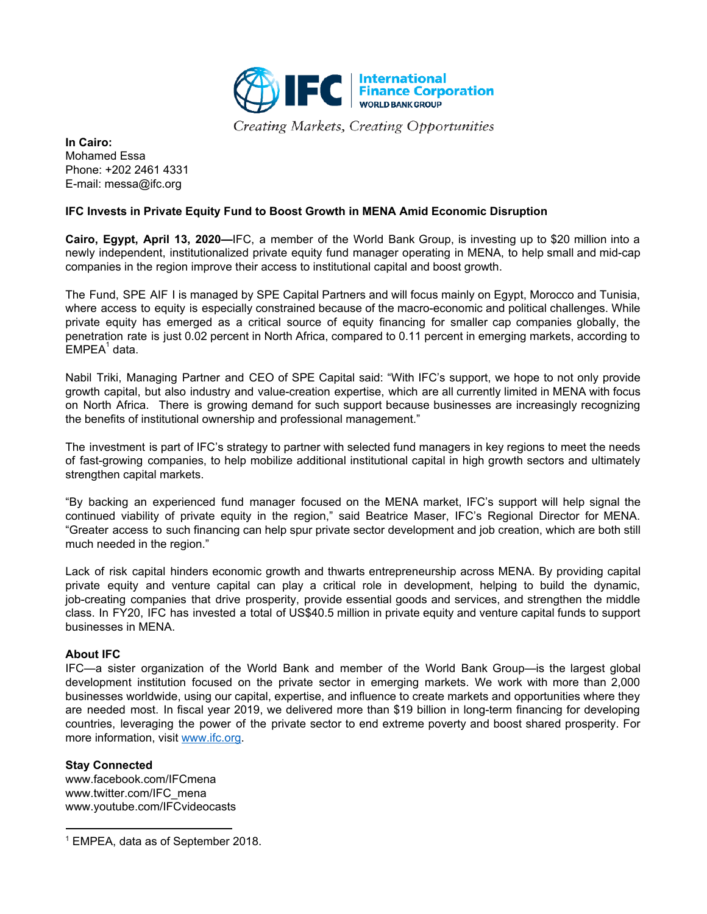Creating Markets, Creating Opportunities

**In Cairo:**
Mohamed Essa
Phone: +202 2461 4331
E-mail: messa@ifc.org

**IFC Invests in Private Equity Fund to Boost Growth in MENA Amid Economic Disruption**

**Cairo, Egypt, April 13, 2020—**IFC, a member of the World Bank Group, is investing up to $20 million into a newly independent, institutionalized private equity fund manager operating in MENA, to help small and mid-cap companies in the region improve their access to institutional capital and boost growth.

The Fund, SPE AIF I is managed by SPE Capital Partners and will focus mainly on Egypt, Morocco and Tunisia, where access to equity is especially constrained because of the macro-economic and political challenges. While private equity has emerged as a critical source of equity financing for smaller cap companies globally, the penetration rate is just 0.02 percent in North Africa, compared to 0.11 percent in emerging markets, according to EMPEA[1] data.

Nabil Triki, Managing Partner and CEO of SPE Capital said: "With IFC's support, we hope to not only provide growth capital, but also industry and value-creation expertise, which are all currently limited in MENA with focus on North Africa. There is growing demand for such support because businesses are increasingly recognizing the benefits of institutional ownership and professional management."

The investment is part of IFC's strategy to partner with selected fund managers in key regions to meet the needs of fast-growing companies, to help mobilize additional institutional capital in high growth sectors and ultimately strengthen capital markets.

"By backing an experienced fund manager focused on the MENA market, IFC's support will help signal the continued viability of private equity in the region," said Beatrice Maser, IFC's Regional Director for MENA. "Greater access to such financing can help spur private sector development and job creation, which are both still much needed in the region."

Lack of risk capital hinders economic growth and thwarts entrepreneurship across MENA. By providing capital private equity and venture capital can play a critical role in development, helping to build the dynamic, job-creating companies that drive prosperity, provide essential goods and services, and strengthen the middle class. In FY20, IFC has invested a total of US$40.5 million in private equity and venture capital funds to support businesses in MENA.

**About IFC**
IFC—a sister organization of the World Bank and member of the World Bank Group—is the largest global development institution focused on the private sector in emerging markets. We work with more than 2,000 businesses worldwide, using our capital, expertise, and influence to create markets and opportunities where they are needed most. In fiscal year 2019, we delivered more than $19 billion in long-term financing for developing countries, leveraging the power of the private sector to end extreme poverty and boost shared prosperity. For more information, visit www.ifc.org.

**Stay Connected**
www.facebook.com/IFCmena
www.twitter.com/IFC_mena
www.youtube.com/IFCvideocasts

---

[1] EMPEA, data as of September 2018.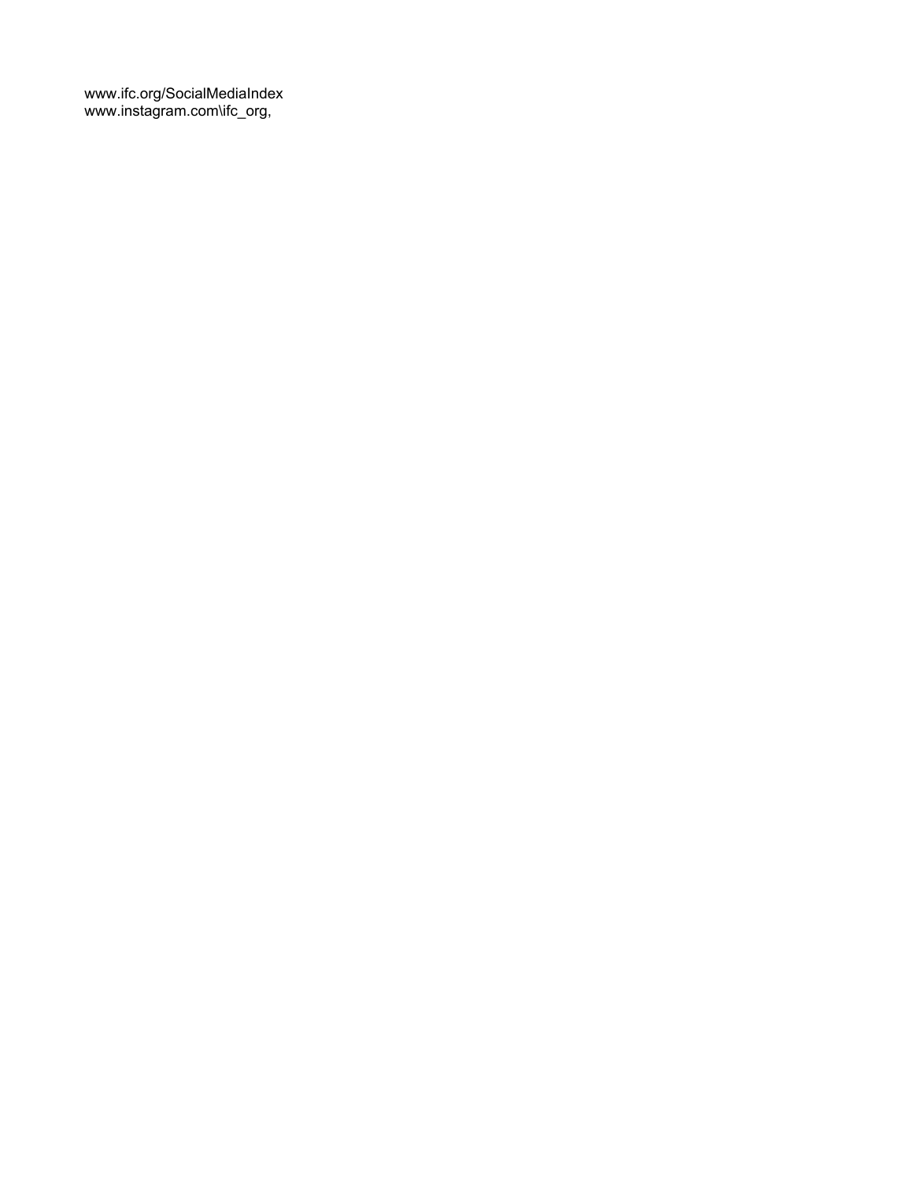www.ifc.org/SocialMediaIndex
www.instagram.com\ifc_org,